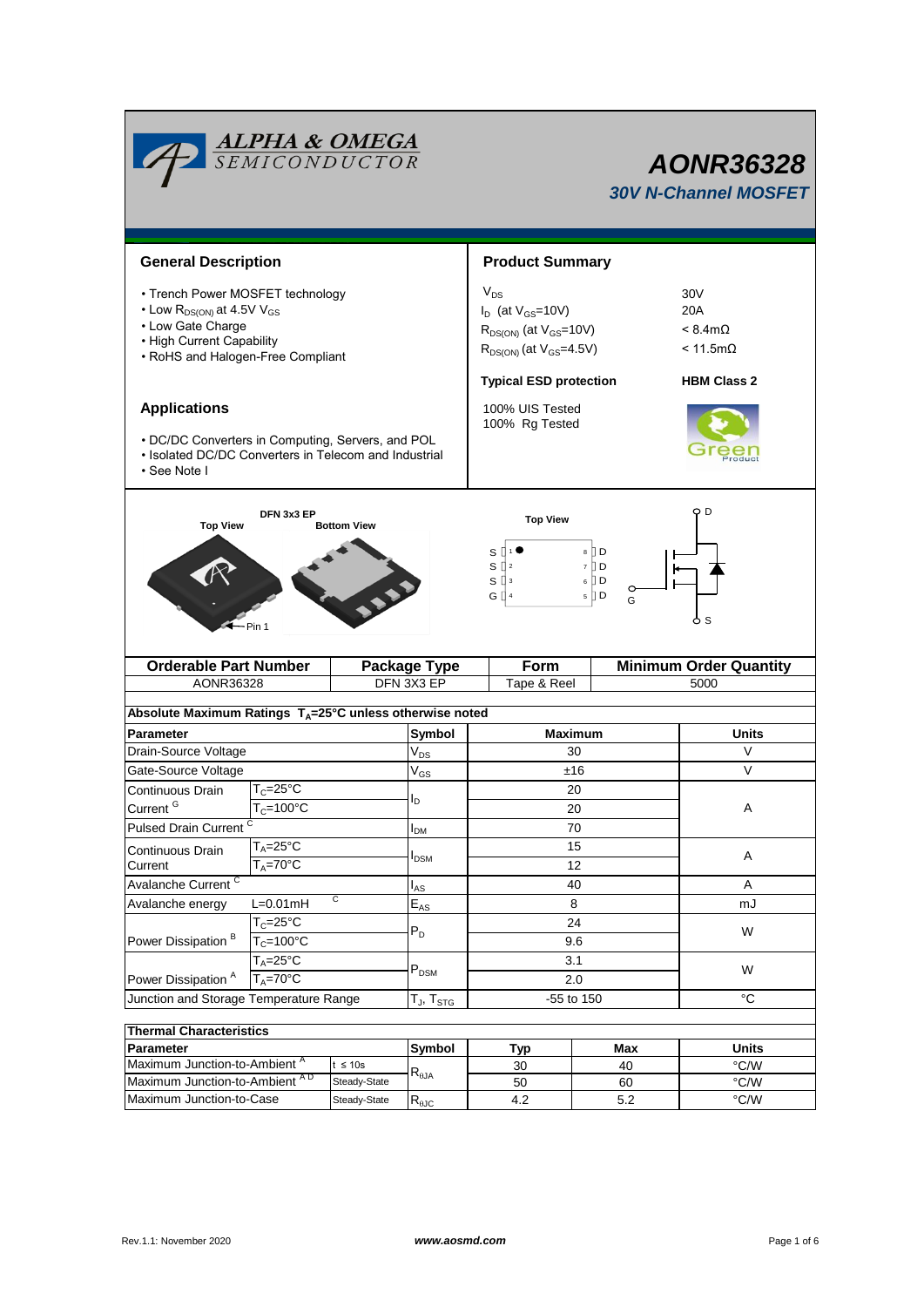# AONR36328

## 30V N-Channel MOSFET

## General Description

- Trench Power MOSFET technology
- Low $R_{DS(ON)}$ at 4.5V $V_{GS}$
- Low Gate Charge
- High Current Capability
- RoHS and Halogen-Free Compliant

## Applications

- DC/DC Converters in Computing, Servers, and POL
- Isolated DC/DC Converters in Telecom and Industrial
- See Note I

## Product Summary

| | |
|---|---|
| $V_{DS}$ | 30V |
| $I_D$ (at $V_{GS}$=10V) | 20A |
| $R_{DS(ON)}$ (at $V_{GS}$=10V) | < 8.4mΩ |
| $R_{DS(ON)}$ (at $V_{GS}$=4.5V) | < 11.5mΩ |
| **Typical ESD protection** | **HBM Class 2** |

100% UIS Tested
100% Rg Tested

DFN 3x3 EP

Top View | Bottom View | Pin 1

Top View: S 1, S 2, S 3, G 4 | 8 D, 7 D, 6 D, 5 D

D, G, S

| Orderable Part Number | Package Type | Form | Minimum Order Quantity |
|---|---|---|---|
| AONR36328 | DFN 3X3 EP | Tape & Reel | 5000 |

**Absolute Maximum Ratings $T_A$=25°C unless otherwise noted**

| Parameter | | Symbol | Maximum | Units |
|---|---|---|---|---|
| Drain-Source Voltage | | $V_{DS}$ | 30 | V |
| Gate-Source Voltage | | $V_{GS}$ | ±16 | V |
| Continuous Drain Current [G] | $T_C$=25°C | $I_D$ | 20 | A |
| | $T_C$=100°C | | 20 | |
| Pulsed Drain Current [C] | | $I_{DM}$ | 70 | |
| Continuous Drain Current | $T_A$=25°C | $I_{DSM}$ | 15 | A |
| | $T_A$=70°C | | 12 | |
| Avalanche Current [C] | | $I_{AS}$ | 40 | A |
| Avalanche energy | L=0.01mH [C] | $E_{AS}$ | 8 | mJ |
| Power Dissipation [B] | $T_C$=25°C | $P_D$ | 24 | W |
| | $T_C$=100°C | | 9.6 | |
| Power Dissipation [A] | $T_A$=25°C | $P_{DSM}$ | 3.1 | W |
| | $T_A$=70°C | | 2.0 | |
| Junction and Storage Temperature Range | | $T_J$, $T_{STG}$ | -55 to 150 | °C |

**Thermal Characteristics**

| Parameter | | Symbol | Typ | Max | Units |
|---|---|---|---|---|---|
| Maximum Junction-to-Ambient [A] | t ≤ 10s | $R_{\theta JA}$ | 30 | 40 | °C/W |
| Maximum Junction-to-Ambient [A D] | Steady-State | | 50 | 60 | °C/W |
| Maximum Junction-to-Case | Steady-State | $R_{\theta JC}$ | 4.2 | 5.2 | °C/W |

Rev.1.1: November 2020 | www.aosmd.com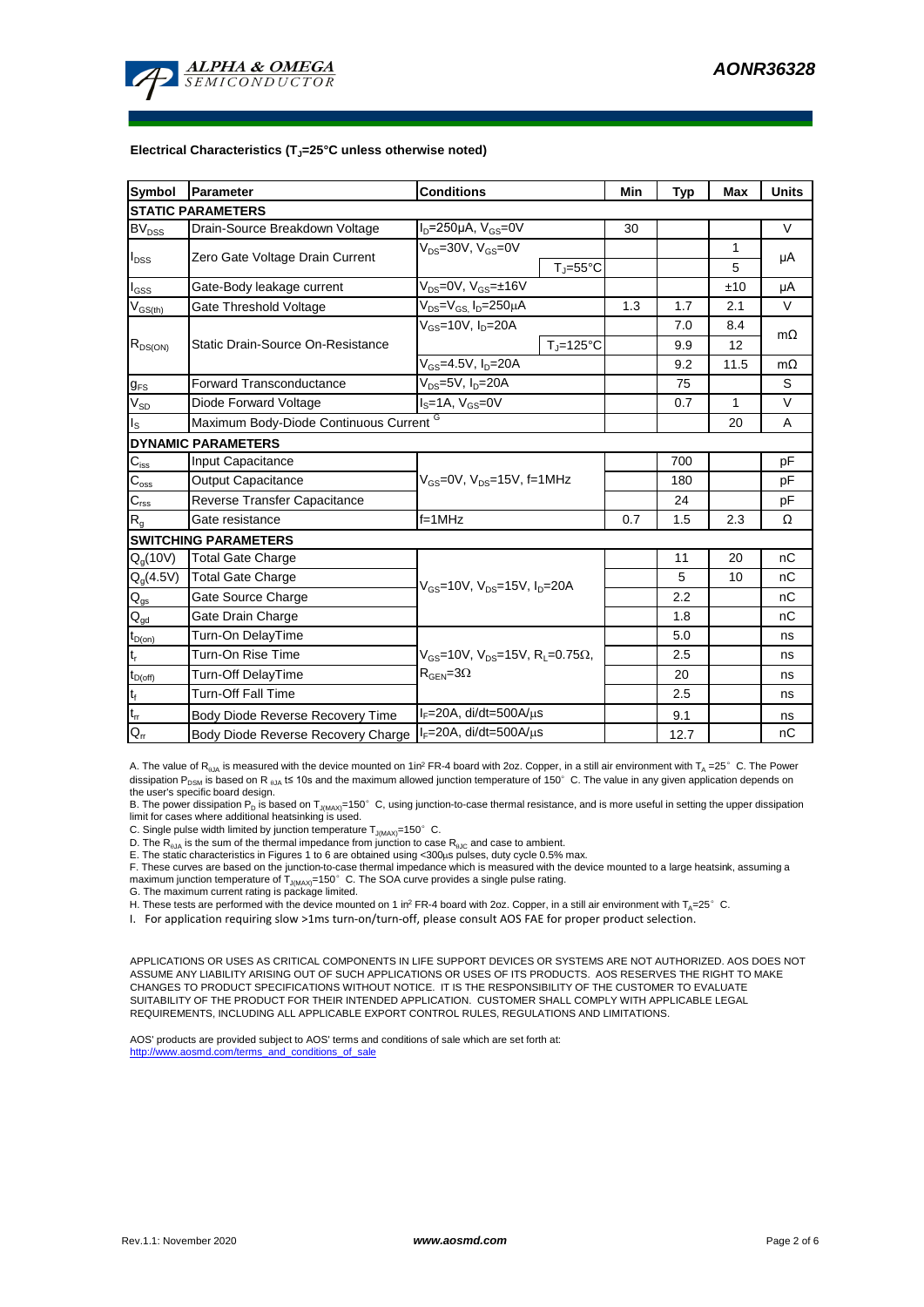**Electrical Characteristics ($T_J$=25°C unless otherwise noted)**

| Symbol | Parameter | Conditions | | Min | Typ | Max | Units |
|---|---|---|---|---|---|---|---|
| **STATIC PARAMETERS** | | | | | | | |
| $BV_{DSS}$ | Drain-Source Breakdown Voltage | $I_D$=250µA, $V_{GS}$=0V | | 30 | | | V |
| $I_{DSS}$ | Zero Gate Voltage Drain Current | $V_{DS}$=30V, $V_{GS}$=0V | | | | 1 | µA |
| | | | $T_J$=55°C | | | 5 | |
| $I_{GSS}$ | Gate-Body leakage current | $V_{DS}$=0V, $V_{GS}$=±16V | | | | ±10 | µA |
| $V_{GS(th)}$ | Gate Threshold Voltage | $V_{DS}$=$V_{GS}$, $I_D$=250µA | | 1.3 | 1.7 | 2.1 | V |
| $R_{DS(ON)}$ | Static Drain-Source On-Resistance | $V_{GS}$=10V, $I_D$=20A | | | 7.0 | 8.4 | mΩ |
| | | | $T_J$=125°C | | 9.9 | 12 | |
| | | $V_{GS}$=4.5V, $I_D$=20A | | | 9.2 | 11.5 | mΩ |
| $g_{FS}$ | Forward Transconductance | $V_{DS}$=5V, $I_D$=20A | | | 75 | | S |
| $V_{SD}$ | Diode Forward Voltage | $I_S$=1A, $V_{GS}$=0V | | | 0.7 | 1 | V |
| $I_S$ | Maximum Body-Diode Continuous Current [G] | | | | | 20 | A |
| **DYNAMIC PARAMETERS** | | | | | | | |
| $C_{iss}$ | Input Capacitance | $V_{GS}$=0V, $V_{DS}$=15V, f=1MHz | | | 700 | | pF |
| $C_{oss}$ | Output Capacitance | | | | 180 | | pF |
| $C_{rss}$ | Reverse Transfer Capacitance | | | | 24 | | pF |
| $R_g$ | Gate resistance | f=1MHz | | 0.7 | 1.5 | 2.3 | Ω |
| **SWITCHING PARAMETERS** | | | | | | | |
| $Q_g$(10V) | Total Gate Charge | $V_{GS}$=10V, $V_{DS}$=15V, $I_D$=20A | | | 11 | 20 | nC |
| $Q_g$(4.5V) | Total Gate Charge | | | | 5 | 10 | nC |
| $Q_{gs}$ | Gate Source Charge | | | | 2.2 | | nC |
| $Q_{gd}$ | Gate Drain Charge | | | | 1.8 | | nC |
| $t_{D(on)}$ | Turn-On DelayTime | $V_{GS}$=10V, $V_{DS}$=15V, $R_L$=0.75Ω, $R_{GEN}$=3Ω | | | 5.0 | | ns |
| $t_r$ | Turn-On Rise Time | | | | 2.5 | | ns |
| $t_{D(off)}$ | Turn-Off DelayTime | | | | 20 | | ns |
| $t_f$ | Turn-Off Fall Time | | | | 2.5 | | ns |
| $t_{rr}$ | Body Diode Reverse Recovery Time | $I_F$=20A, di/dt=500A/µs | | | 9.1 | | ns |
| $Q_{rr}$ | Body Diode Reverse Recovery Charge | $I_F$=20A, di/dt=500A/µs | | | 12.7 | | nC |

A. The value of $R_{\theta JA}$ is measured with the device mounted on 1in² FR-4 board with 2oz. Copper, in a still air environment with $T_A$ =25° C. The Power dissipation $P_{DSM}$ is based on R $_{\theta JA}$ t≤ 10s and the maximum allowed junction temperature of 150° C. The value in any given application depends on the user's specific board design.

B. The power dissipation $P_D$ is based on $T_{J(MAX)}$=150° C, using junction-to-case thermal resistance, and is more useful in setting the upper dissipation limit for cases where additional heatsinking is used.

C. Single pulse width limited by junction temperature $T_{J(MAX)}$=150° C.

D. The $R_{\theta JA}$ is the sum of the thermal impedance from junction to case $R_{\theta JC}$ and case to ambient.

E. The static characteristics in Figures 1 to 6 are obtained using <300µs pulses, duty cycle 0.5% max.

F. These curves are based on the junction-to-case thermal impedance which is measured with the device mounted to a large heatsink, assuming a maximum junction temperature of $T_{J(MAX)}$=150° C. The SOA curve provides a single pulse rating.

G. The maximum current rating is package limited.

H. These tests are performed with the device mounted on 1 in² FR-4 board with 2oz. Copper, in a still air environment with $T_A$=25° C.

I. For application requiring slow >1ms turn-on/turn-off, please consult AOS FAE for proper product selection.

APPLICATIONS OR USES AS CRITICAL COMPONENTS IN LIFE SUPPORT DEVICES OR SYSTEMS ARE NOT AUTHORIZED. AOS DOES NOT ASSUME ANY LIABILITY ARISING OUT OF SUCH APPLICATIONS OR USES OF ITS PRODUCTS. AOS RESERVES THE RIGHT TO MAKE CHANGES TO PRODUCT SPECIFICATIONS WITHOUT NOTICE. IT IS THE RESPONSIBILITY OF THE CUSTOMER TO EVALUATE SUITABILITY OF THE PRODUCT FOR THEIR INTENDED APPLICATION. CUSTOMER SHALL COMPLY WITH APPLICABLE LEGAL REQUIREMENTS, INCLUDING ALL APPLICABLE EXPORT CONTROL RULES, REGULATIONS AND LIMITATIONS.

AOS' products are provided subject to AOS' terms and conditions of sale which are set forth at:
http://www.aosmd.com/terms_and_conditions_of_sale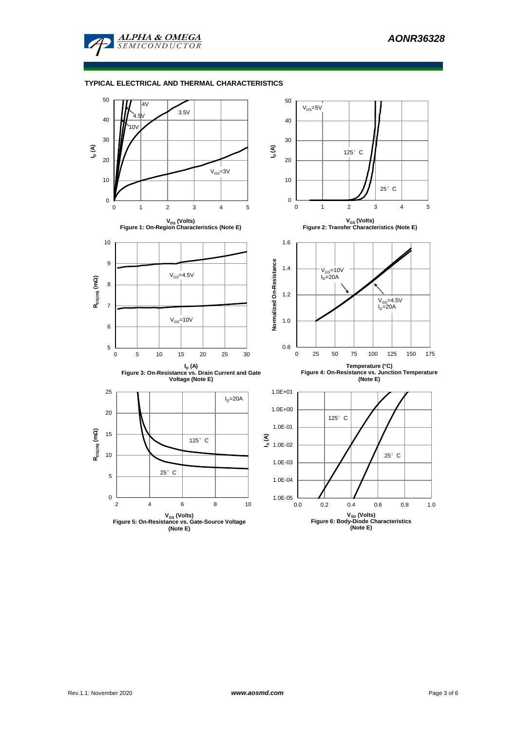## TYPICAL ELECTRICAL AND THERMAL CHARACTERISTICS

Figure 1: On-Region Characteristics (Note E)

Figure 2: Transfer Characteristics (Note E)

Figure 3: On-Resistance vs. Drain Current and Gate Voltage (Note E)

Figure 4: On-Resistance vs. Junction Temperature (Note E)

Figure 5: On-Resistance vs. Gate-Source Voltage (Note E)

Figure 6: Body-Diode Characteristics (Note E)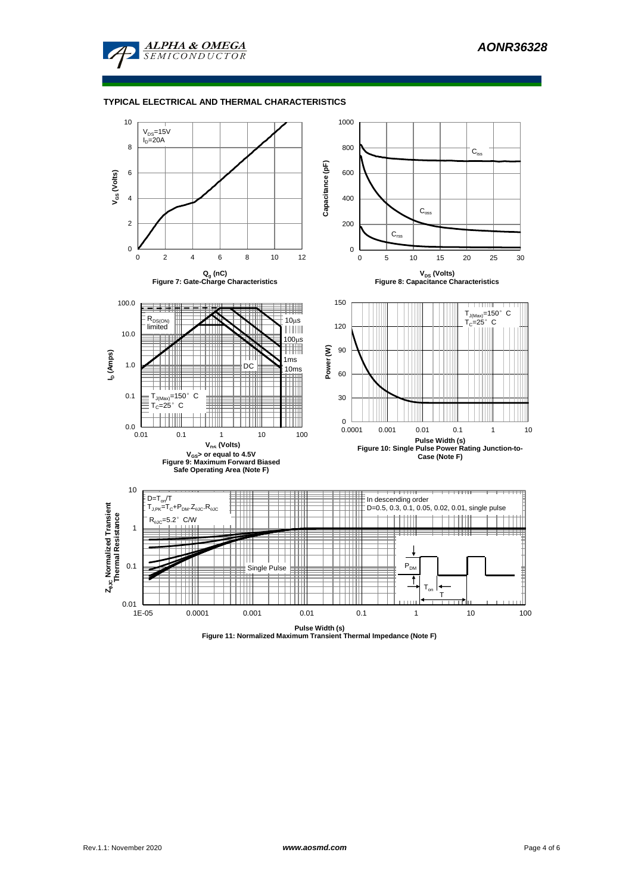## TYPICAL ELECTRICAL AND THERMAL CHARACTERISTICS

$V_{DS}$=15V
$I_D$=20A

$V_{GS}$ (Volts)

$Q_g$ (nC)

Figure 7: Gate-Charge Characteristics

$C_{iss}$

$C_{oss}$

$C_{rss}$

Capacitance (pF)

$V_{DS}$ (Volts)

Figure 8: Capacitance Characteristics

$R_{DS(ON)}$ limited

10µs

100µs

1ms

10ms

DC

$T_{J(Max)}$=150° C
$T_C$=25° C

$I_D$ (Amps)

$V_{DS}$ (Volts)

$V_{GS}$> or equal to 4.5V

Figure 9: Maximum Forward Biased Safe Operating Area (Note F)

$T_{J(Max)}$=150° C
$T_C$=25° C

Power (W)

Pulse Width (s)

Figure 10: Single Pulse Power Rating Junction-to-Case (Note F)

D=$T_{on}$/T
$T_{J,PK}$=$T_C$+$P_{DM}$.$Z_{\theta JC}$.$R_{\theta JC}$
$R_{\theta JC}$=5.2° C/W

In descending order
D=0.5, 0.3, 0.1, 0.05, 0.02, 0.01, single pulse

Single Pulse

$P_{DM}$

$T_{on}$

T

$Z_{\theta JC}$ Normalized Transient Thermal Resistance

Pulse Width (s)

Figure 11: Normalized Maximum Transient Thermal Impedance (Note F)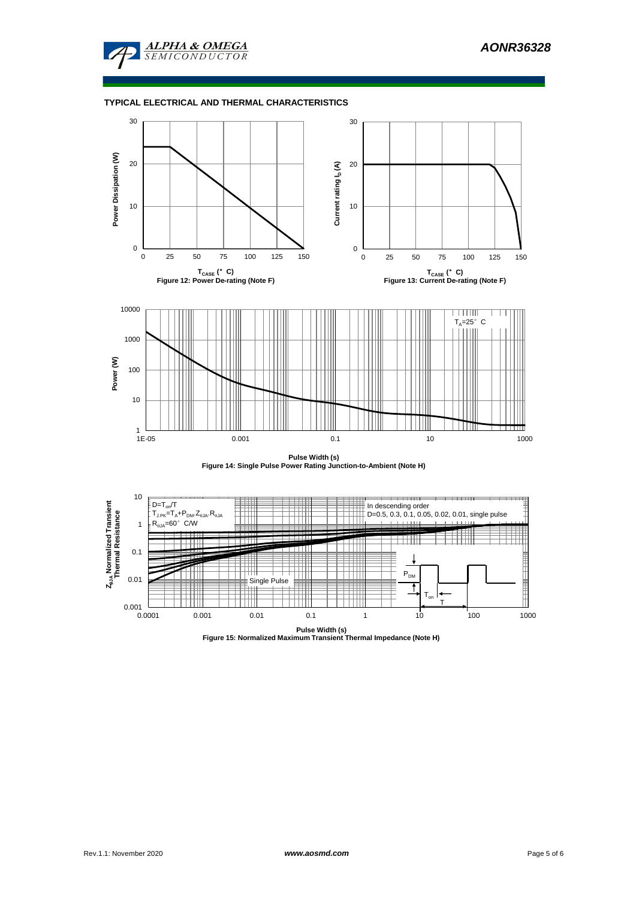## TYPICAL ELECTRICAL AND THERMAL CHARACTERISTICS

Figure 12: Power De-rating (Note F)

Figure 13: Current De-rating (Note F)

Figure 14: Single Pulse Power Rating Junction-to-Ambient (Note H)

Figure 15: Normalized Maximum Transient Thermal Impedance (Note H)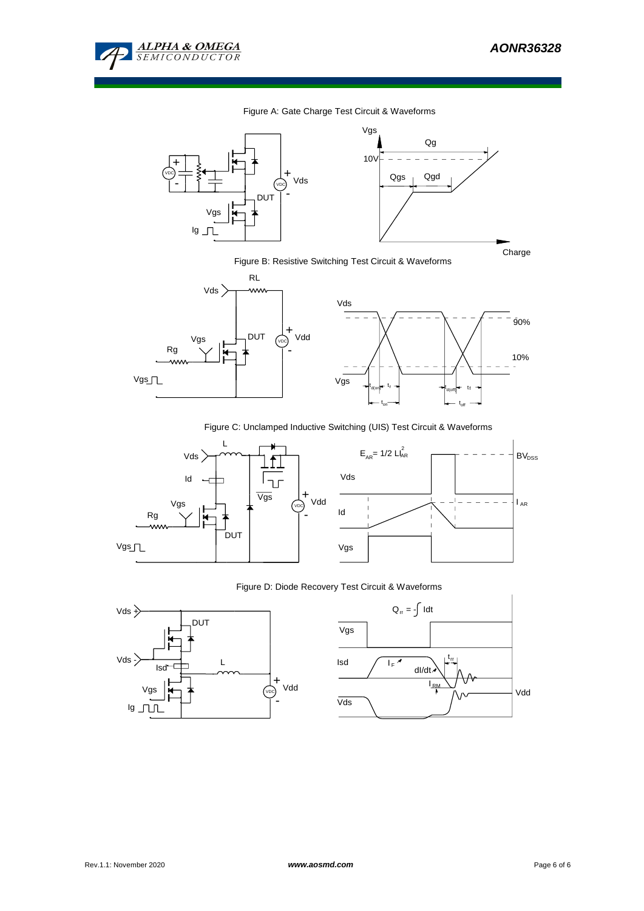Figure A: Gate Charge Test Circuit & Waveforms

Vgs
Qg
10V
Qgs
Qgd
Charge
+
VDC
-
+
VDC
-
Vds
DUT
Vgs
Ig

Figure B: Resistive Switching Test Circuit & Waveforms

RL
Vds
DUT
Vgs
Rg
Vgs
+
VDC
-
Vdd
Vds
90%
10%
Vgs
$t_{d(on)}$
$t_r$
$t_{on}$
$t_{d(off)}$
$t_f$
$t_{off}$

Figure C: Unclamped Inductive Switching (UIS) Test Circuit & Waveforms

L
Vds
Id
Vgs
Rg
Vgs
DUT
$\overline{Vgs}$
+
VDC
-
Vdd
$E_{AR}= 1/2\ LI_{AR}^2$
$BV_{DSS}$
Vds
Id
$I_{AR}$
Vgs

Figure D: Diode Recovery Test Circuit & Waveforms

Vds +
DUT
Vds -
Isd
L
Vgs
Ig
+
VDC
-
Vdd
$Q_{rr} = -\int Idt$
Vgs
Isd
$I_F$
dI/dt
$t_{rr}$
$I_{RM}$
Vds
Vdd